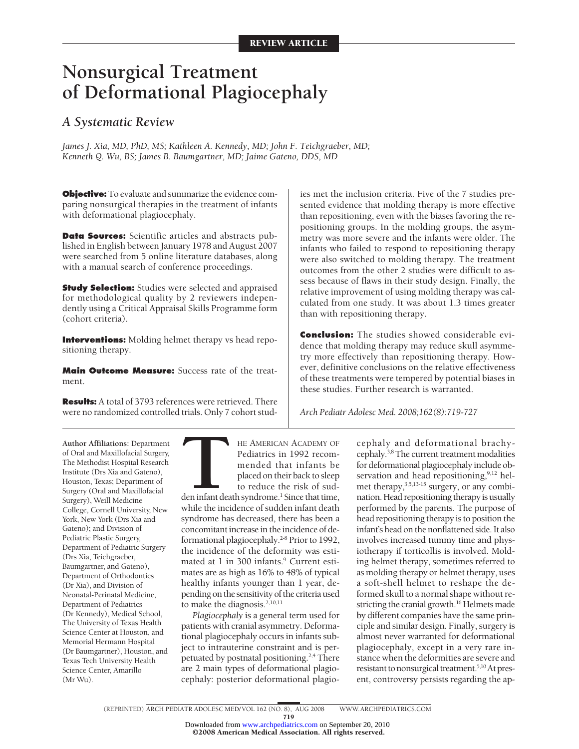REVIEW ARTICLE

# Nonsurgical Treatment of Deformational Plagiocephaly

## A Systematic Review

*James J. Xia, MD, PhD, MS; Kathleen A. Kennedy, MD; John F. Teichgraeber, MD; Kenneth Q. Wu, BS; James B. Baumgartner, MD; Jaime Gateno, DDS, MD*

**Objective:** To evaluate and summarize the evidence comparing nonsurgical therapies in the treatment of infants with deformational plagiocephaly.

**Data Sources:** Scientific articles and abstracts published in English between January 1978 and August 2007 were searched from 5 online literature databases, along with a manual search of conference proceedings.

**Study Selection:** Studies were selected and appraised for methodological quality by 2 reviewers independently using a Critical Appraisal Skills Programme form (cohort criteria).

**Interventions:** Molding helmet therapy vs head repositioning therapy.

**Main Outcome Measure:** Success rate of the treatment.

**Results:** A total of 3793 references were retrieved. There were no randomized controlled trials. Only 7 cohort studies met the inclusion criteria. Five of the 7 studies presented evidence that molding therapy is more effective than repositioning, even with the biases favoring the repositioning groups. In the molding groups, the asymmetry was more severe and the infants were older. The infants who failed to respond to repositioning therapy were also switched to molding therapy. The treatment outcomes from the other 2 studies were difficult to assess because of flaws in their study design. Finally, the relative improvement of using molding therapy was calculated from one study. It was about 1.3 times greater than with repositioning therapy.

**Conclusion:** The studies showed considerable evidence that molding therapy may reduce skull asymmetry more effectively than repositioning therapy. However, definitive conclusions on the relative effectiveness of these treatments were tempered by potential biases in these studies. Further research is warranted.

*Arch Pediatr Adolesc Med. 2008;162(8):719-727*

**Author Affiliations:** Department of Oral and Maxillofacial Surgery, The Methodist Hospital Research Institute (Drs Xia and Gateno), Houston, Texas; Department of Surgery (Oral and Maxillofacial Surgery), Weill Medicine College, Cornell University, New York, New York (Drs Xia and Gateno); and Division of Pediatric Plastic Surgery, Department of Pediatric Surgery (Drs Xia, Teichgraeber, Baumgartner, and Gateno), Department of Orthodontics (Dr Xia), and Division of Neonatal-Perinatal Medicine, Department of Pediatrics (Dr Kennedy), Medical School, The University of Texas Health Science Center at Houston, and Memorial Hermann Hospital (Dr Baumgartner), Houston, and Texas Tech University Health Science Center, Amarillo (Mr Wu).

The American Academy of Pediatrics in 1992 recommended that infants be placed on their back to sleep to reduce the risk of sudden infant death syndrome.[1] Since that time, while the incidence of sudden infant death syndrome has decreased, there has been a concomitant increase in the incidence of deformational plagiocephaly.[2-8] Prior to 1992, the incidence of the deformity was estimated at 1 in 300 infants.[9] Current estimates are as high as 16% to 48% of typical healthy infants younger than 1 year, depending on the sensitivity of the criteria used to make the diagnosis.[2,10,11]

*Plagiocephaly* is a general term used for patients with cranial asymmetry. Deformational plagiocephaly occurs in infants subject to intrauterine constraint and is perpetuated by postnatal positioning.[2,4] There are 2 main types of deformational plagiocephaly: posterior deformational plagiocephaly and deformational brachycephaly.[3,8] The current treatment modalities for deformational plagiocephaly include observation and head repositioning,[9,12] helmet therapy,[3,5,13-15] surgery, or any combination. Head repositioning therapy is usually performed by the parents. The purpose of head repositioning therapy is to position the infant's head on the nonflattened side. It also involves increased tummy time and physiotherapy if torticollis is involved. Molding helmet therapy, sometimes referred to as molding therapy or helmet therapy, uses a soft-shell helmet to reshape the deformed skull to a normal shape without restricting the cranial growth.[16] Helmets made by different companies have the same principle and similar design. Finally, surgery is almost never warranted for deformational plagiocephaly, except in a very rare instance when the deformities are severe and resistant to nonsurgical treatment.[5,10] At present, controversy persists regarding the ap-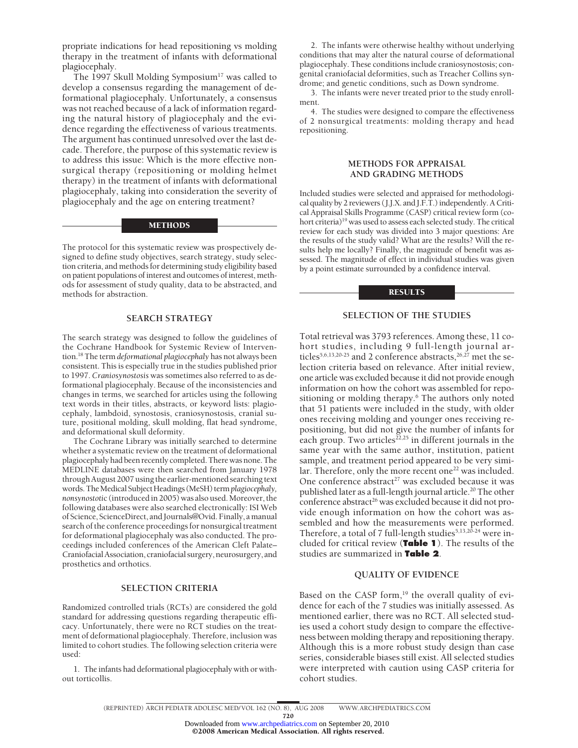propriate indications for head repositioning vs molding therapy in the treatment of infants with deformational plagiocephaly.

The 1997 Skull Molding Symposium[17] was called to develop a consensus regarding the management of deformational plagiocephaly. Unfortunately, a consensus was not reached because of a lack of information regarding the natural history of plagiocephaly and the evidence regarding the effectiveness of various treatments. The argument has continued unresolved over the last decade. Therefore, the purpose of this systematic review is to address this issue: Which is the more effective nonsurgical therapy (repositioning or molding helmet therapy) in the treatment of infants with deformational plagiocephaly, taking into consideration the severity of plagiocephaly and the age on entering treatment?

## METHODS

The protocol for this systematic review was prospectively designed to define study objectives, search strategy, study selection criteria, and methods for determining study eligibility based on patient populations of interest and outcomes of interest, methods for assessment of study quality, data to be abstracted, and methods for abstraction.

### SEARCH STRATEGY

The search strategy was designed to follow the guidelines of the Cochrane Handbook for Systemic Review of Intervention.[18] The term *deformational plagiocephaly* has not always been consistent. This is especially true in the studies published prior to 1997. *Craniosynostosis* was sometimes also referred to as deformational plagiocephaly. Because of the inconsistencies and changes in terms, we searched for articles using the following text words in their titles, abstracts, or keyword lists: plagiocephaly, lambdoid, synostosis, craniosynostosis, cranial suture, positional molding, skull molding, flat head syndrome, and deformational skull deformity.

The Cochrane Library was initially searched to determine whether a systematic review on the treatment of deformational plagiocephaly had been recently completed. There was none. The MEDLINE databases were then searched from January 1978 through August 2007 using the earlier-mentioned searching text words. The Medical Subject Headings (MeSH) term *plagiocephaly, nonsynostotic* (introduced in 2005) was also used. Moreover, the following databases were also searched electronically: ISI Web of Science, ScienceDirect, and Journals@Ovid. Finally, a manual search of the conference proceedings for nonsurgical treatment for deformational plagiocephaly was also conducted. The proceedings included conferences of the American Cleft Palate–Craniofacial Association, craniofacial surgery, neurosurgery, and prosthetics and orthotics.

### SELECTION CRITERIA

Randomized controlled trials (RCTs) are considered the gold standard for addressing questions regarding therapeutic efficacy. Unfortunately, there were no RCT studies on the treatment of deformational plagiocephaly. Therefore, inclusion was limited to cohort studies. The following selection criteria were used:

1. The infants had deformational plagiocephaly with or without torticollis.

2. The infants were otherwise healthy without underlying conditions that may alter the natural course of deformational plagiocephaly. These conditions include craniosynostosis; congenital craniofacial deformities, such as Treacher Collins syndrome; and genetic conditions, such as Down syndrome.

3. The infants were never treated prior to the study enrollment.

4. The studies were designed to compare the effectiveness of 2 nonsurgical treatments: molding therapy and head repositioning.

### METHODS FOR APPRAISAL AND GRADING METHODS

Included studies were selected and appraised for methodological quality by 2 reviewers (J.J.X. and J.F.T.) independently. A Critical Appraisal Skills Programme (CASP) critical review form (cohort criteria)[19] was used to assess each selected study. The critical review for each study was divided into 3 major questions: Are the results of the study valid? What are the results? Will the results help me locally? Finally, the magnitude of benefit was assessed. The magnitude of effect in individual studies was given by a point estimate surrounded by a confidence interval.

## RESULTS

### SELECTION OF THE STUDIES

Total retrieval was 3793 references. Among these, 11 cohort studies, including 9 full-length journal articles[5,6,13,20-25] and 2 conference abstracts,[26,27] met the selection criteria based on relevance. After initial review, one article was excluded because it did not provide enough information on how the cohort was assembled for repositioning or molding therapy.[6] The authors only noted that 51 patients were included in the study, with older ones receiving molding and younger ones receiving repositioning, but did not give the number of infants for each group. Two articles[22,25] in different journals in the same year with the same author, institution, patient sample, and treatment period appeared to be very similar. Therefore, only the more recent one[22] was included. One conference abstract[27] was excluded because it was published later as a full-length journal article.[20] The other conference abstract[26] was excluded because it did not provide enough information on how the cohort was assembled and how the measurements were performed. Therefore, a total of 7 full-length studies[5,13,20-24] were included for critical review (**Table 1**). The results of the studies are summarized in **Table 2**.

### QUALITY OF EVIDENCE

Based on the CASP form,[19] the overall quality of evidence for each of the 7 studies was initially assessed. As mentioned earlier, there was no RCT. All selected studies used a cohort study design to compare the effectiveness between molding therapy and repositioning therapy. Although this is a more robust study design than case series, considerable biases still exist. All selected studies were interpreted with caution using CASP criteria for cohort studies.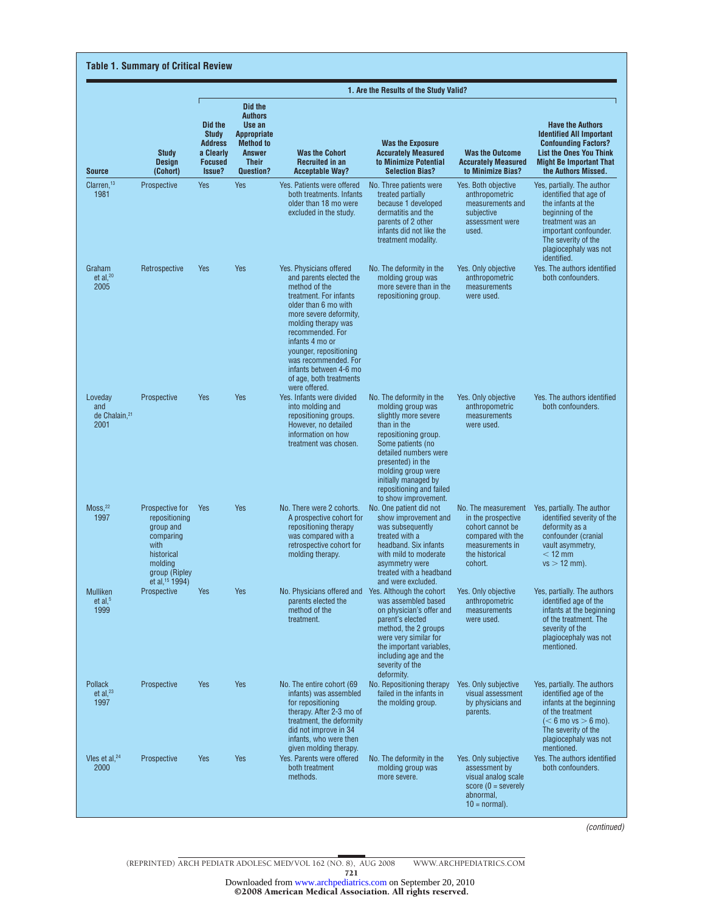**Table 1. Summary of Critical Review**

| | | 1. Are the Results of the Study Valid? | | | | | |
|---|---|---|---|---|---|---|---|
| **Source** | **Study Design (Cohort)** | **Did the Study Address a Clearly Focused Issue?** | **Did the Authors Use an Appropriate Method to Answer Their Question?** | **Was the Cohort Recruited in an Acceptable Way?** | **Was the Exposure Accurately Measured to Minimize Potential Selection Bias?** | **Was the Outcome Accurately Measured to Minimize Bias?** | **Have the Authors Identified All Important Confounding Factors? List the Ones You Think Might Be Important That the Authors Missed.** |
| Clarren,[13] 1981 | Prospective | Yes | Yes | Yes. Patients were offered both treatments. Infants older than 18 mo were excluded in the study. | No. Three patients were treated partially because 1 developed dermatitis and the parents of 2 other infants did not like the treatment modality. | Yes. Both objective anthropometric measurements and subjective assessment were used. | Yes, partially. The author identified that age of the infants at the beginning of the treatment was an important confounder. The severity of the plagiocephaly was not identified. |
| Graham et al,[20] 2005 | Retrospective | Yes | Yes | Yes. Physicians offered and parents elected the method of the treatment. For infants older than 6 mo with more severe deformity, molding therapy was recommended. For infants 4 mo or younger, repositioning was recommended. For infants between 4-6 mo of age, both treatments were offered. | No. The deformity in the molding group was more severe than in the repositioning group. | Yes. Only objective anthropometric measurements were used. | Yes. The authors identified both confounders. |
| Loveday and de Chalain,[21] 2001 | Prospective | Yes | Yes | Yes. Infants were divided into molding and repositioning groups. However, no detailed information on how treatment was chosen. | No. The deformity in the molding group was slightly more severe than in the repositioning group. Some patients (no detailed numbers were presented) in the molding group were initially managed by repositioning and failed to show improvement. | Yes. Only objective anthropometric measurements were used. | Yes. The authors identified both confounders. |
| Moss,[22] 1997 | Prospective for repositioning group and comparing with historical molding group (Ripley et al,[15] 1994) | Yes | Yes | No. There were 2 cohorts. A prospective cohort for repositioning therapy was compared with a retrospective cohort for molding therapy. | No. One patient did not show improvement and was subsequently treated with a headband. Six infants with mild to moderate asymmetry were treated with a headband and were excluded. | No. The measurement in the prospective cohort cannot be compared with the measurements in the historical cohort. | Yes, partially. The author identified severity of the deformity as a confounder (cranial vault asymmetry, $<12$ mm vs $>12$ mm). |
| Mulliken et al,[5] 1999 | Prospective | Yes | Yes | No. Physicians offered and parents elected the method of the treatment. | Yes. Although the cohort was assembled based on physician's offer and parent's elected method, the 2 groups were very similar for the important variables, including age and the severity of the deformity. | Yes. Only objective anthropometric measurements were used. | Yes, partially. The authors identified age of the infants at the beginning of the treatment. The severity of the plagiocephaly was not mentioned. |
| Pollack et al,[23] 1997 | Prospective | Yes | Yes | No. The entire cohort (69 infants) was assembled for repositioning therapy. After 2-3 mo of treatment, the deformity did not improve in 34 infants, who were then given molding therapy. | No. Repositioning therapy failed in the infants in the molding group. | Yes. Only subjective visual assessment by physicians and parents. | Yes, partially. The authors identified age of the infants at the beginning of the treatment ($<6$ mo vs $>6$ mo). The severity of the plagiocephaly was not mentioned. |
| Vles et al,[24] 2000 | Prospective | Yes | Yes | Yes. Parents were offered both treatment methods. | No. The deformity in the molding group was more severe. | Yes. Only subjective assessment by visual analog scale score (0 = severely abnormal, 10 = normal). | Yes. The authors identified both confounders. |

*(continued)*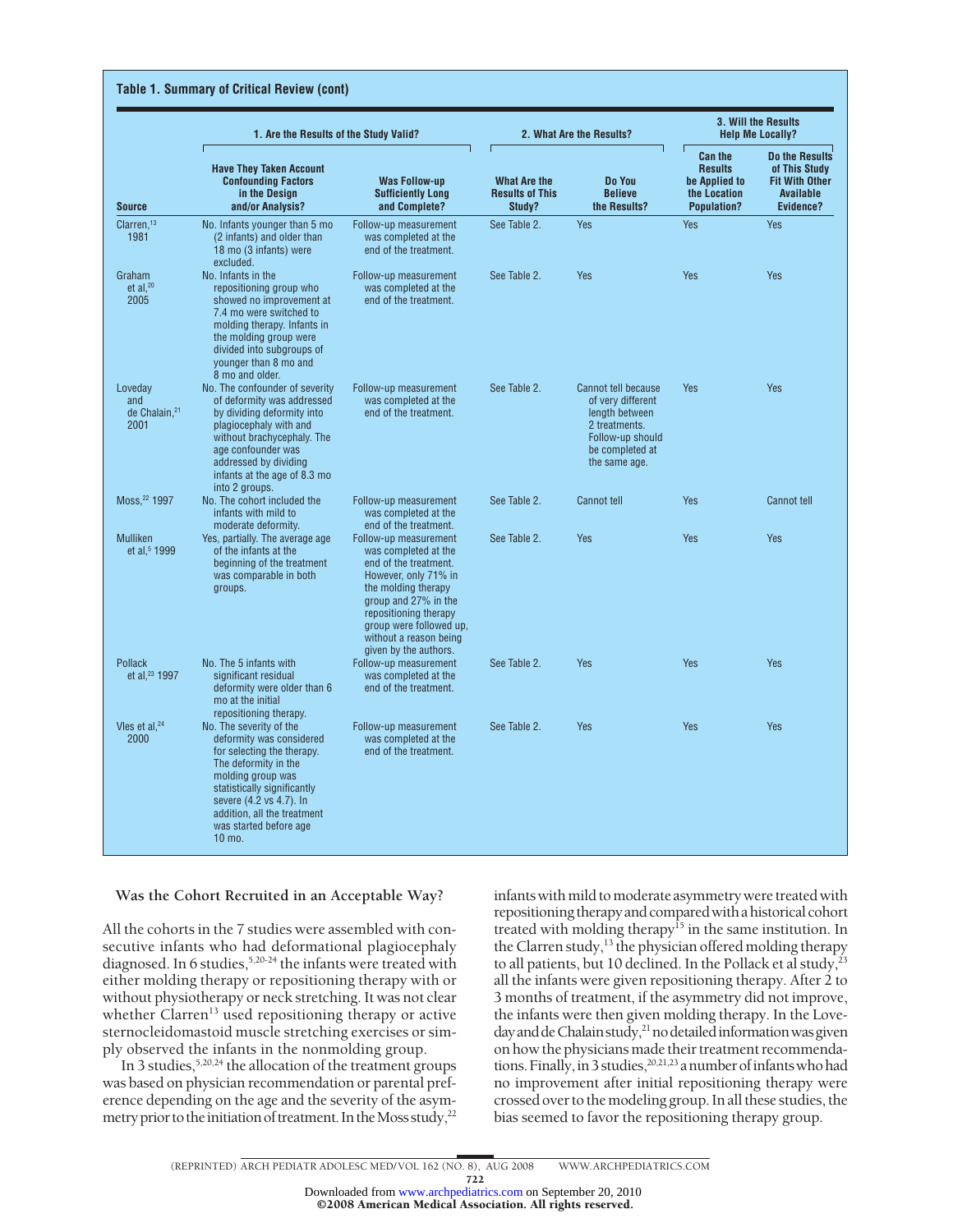**Table 1. Summary of Critical Review (cont)**

| Source | 1. Are the Results of the Study Valid? | | 2. What Are the Results? | | 3. Will the Results Help Me Locally? | |
|---|---|---|---|---|---|---|
| | Have They Taken Account Confounding Factors in the Design and/or Analysis? | Was Follow-up Sufficiently Long and Complete? | What Are the Results of This Study? | Do You Believe the Results? | Can the Results be Applied to the Location Population? | Do the Results of This Study Fit With Other Available Evidence? |
| Clarren,[13] 1981 | No. Infants younger than 5 mo (2 infants) and older than 18 mo (3 infants) were excluded. | Follow-up measurement was completed at the end of the treatment. | See Table 2. | Yes | Yes | Yes |
| Graham et al,[20] 2005 | No. Infants in the repositioning group who showed no improvement at 7.4 mo were switched to molding therapy. Infants in the molding group were divided into subgroups of younger than 8 mo and 8 mo and older. | Follow-up measurement was completed at the end of the treatment. | See Table 2. | Yes | Yes | Yes |
| Loveday and de Chalain,[21] 2001 | No. The confounder of severity of deformity was addressed by dividing deformity into plagiocephaly with and without brachycephaly. The age confounder was addressed by dividing infants at the age of 8.3 mo into 2 groups. | Follow-up measurement was completed at the end of the treatment. | See Table 2. | Cannot tell because of very different length between 2 treatments. Follow-up should be completed at the same age. | Yes | Yes |
| Moss,[22] 1997 | No. The cohort included the infants with mild to moderate deformity. | Follow-up measurement was completed at the end of the treatment. | See Table 2. | Cannot tell | Yes | Cannot tell |
| Mulliken et al,[5] 1999 | Yes, partially. The average age of the infants at the beginning of the treatment was comparable in both groups. | Follow-up measurement was completed at the end of the treatment. However, only 71% in the molding therapy group and 27% in the repositioning therapy group were followed up, without a reason being given by the authors. | See Table 2. | Yes | Yes | Yes |
| Pollack et al,[23] 1997 | No. The 5 infants with significant residual deformity were older than 6 mo at the initial repositioning therapy. | Follow-up measurement was completed at the end of the treatment. | See Table 2. | Yes | Yes | Yes |
| Vles et al,[24] 2000 | No. The severity of the deformity was considered for selecting the therapy. The deformity in the molding group was statistically significantly severe (4.2 vs 4.7). In addition, all the treatment was started before age 10 mo. | Follow-up measurement was completed at the end of the treatment. | See Table 2. | Yes | Yes | Yes |

### Was the Cohort Recruited in an Acceptable Way?

All the cohorts in the 7 studies were assembled with consecutive infants who had deformational plagiocephaly diagnosed. In 6 studies,[5,20-24] the infants were treated with either molding therapy or repositioning therapy with or without physiotherapy or neck stretching. It was not clear whether Clarren[13] used repositioning therapy or active sternocleidomastoid muscle stretching exercises or simply observed the infants in the nonmolding group.

In 3 studies,[5,20,24] the allocation of the treatment groups was based on physician recommendation or parental preference depending on the age and the severity of the asymmetry prior to the initiation of treatment. In the Moss study,[22] infants with mild to moderate asymmetry were treated with repositioning therapy and compared with a historical cohort treated with molding therapy[15] in the same institution. In the Clarren study,[13] the physician offered molding therapy to all patients, but 10 declined. In the Pollack et al study,[23] all the infants were given repositioning therapy. After 2 to 3 months of treatment, if the asymmetry did not improve, the infants were then given molding therapy. In the Loveday and de Chalain study,[21] no detailed information was given on how the physicians made their treatment recommendations. Finally, in 3 studies,[20,21,23] a number of infants who had no improvement after initial repositioning therapy were crossed over to the modeling group. In all these studies, the bias seemed to favor the repositioning therapy group.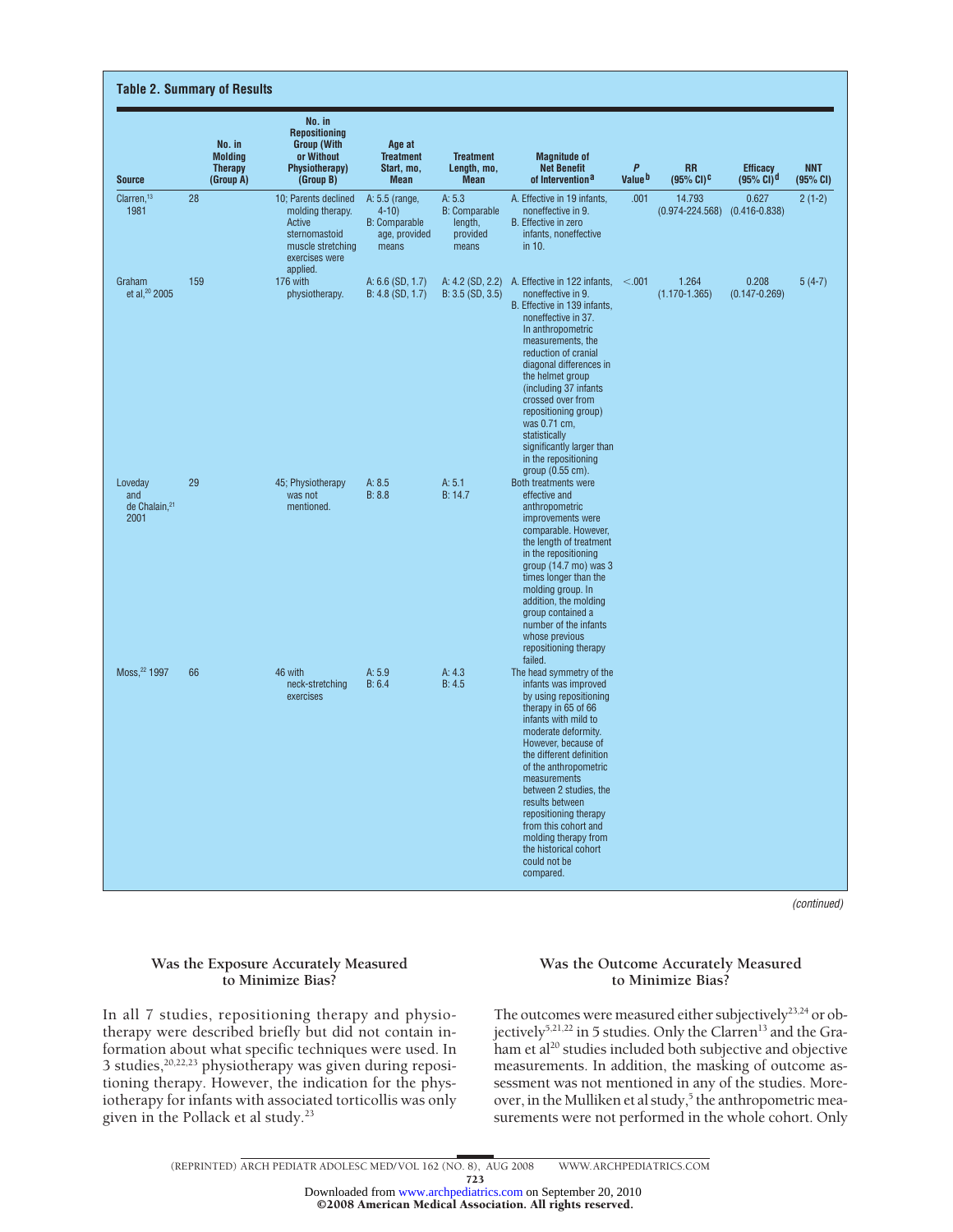**Table 2. Summary of Results**

| Source | No. in Molding Therapy (Group A) | No. in Repositioning Group (With or Without Physiotherapy) (Group B) | Age at Treatment Start, mo, Mean | Treatment Length, mo, Mean | Magnitude of Net Benefit of Intervention[a] | P Value[b] | RR (95% CI)[c] | Efficacy (95% CI)[d] | NNT (95% CI) |
|---|---|---|---|---|---|---|---|---|---|
| Clarren,[13] 1981 | 28 | 10; Parents declined molding therapy. Active sternomastoid muscle stretching exercises were applied. | A: 5.5 (range, 4-10) B: Comparable age, provided means | A: 5.3 B: Comparable length, provided means | A. Effective in 19 infants, noneffective in 9. B. Effective in zero infants, noneffective in 10. | .001 | 14.793 (0.974-224.568) | 0.627 (0.416-0.838) | 2 (1-2) |
| Graham et al,[20] 2005 | 159 | 176 with physiotherapy. | A: 6.6 (SD, 1.7) B: 4.8 (SD, 1.7) | A: 4.2 (SD, 2.2) B: 3.5 (SD, 3.5) | A. Effective in 122 infants, noneffective in 9. B. Effective in 139 infants, noneffective in 37. In anthropometric measurements, the reduction of cranial diagonal differences in the helmet group (including 37 infants crossed over from repositioning group) was 0.71 cm, statistically significantly larger than in the repositioning group (0.55 cm). | <.001 | 1.264 (1.170-1.365) | 0.208 (0.147-0.269) | 5 (4-7) |
| Loveday and de Chalain,[21] 2001 | 29 | 45; Physiotherapy was not mentioned. | A: 8.5 B: 8.8 | A: 5.1 B: 14.7 | Both treatments were effective and anthropometric improvements were comparable. However, the length of treatment in the repositioning group (14.7 mo) was 3 times longer than the molding group. In addition, the molding group contained a number of the infants whose previous repositioning therapy failed. | | | | |
| Moss,[22] 1997 | 66 | 46 with neck-stretching exercises | A: 5.9 B: 6.4 | A: 4.3 B: 4.5 | The head symmetry of the infants was improved by using repositioning therapy in 65 of 66 infants with mild to moderate deformity. However, because of the different definition of the anthropometric measurements between 2 studies, the results between repositioning therapy from this cohort and molding therapy from the historical cohort could not be compared. | | | | |

*(continued)*

### Was the Exposure Accurately Measured to Minimize Bias?

In all 7 studies, repositioning therapy and physiotherapy were described briefly but did not contain information about what specific techniques were used. In 3 studies,[20,22,23] physiotherapy was given during repositioning therapy. However, the indication for the physiotherapy for infants with associated torticollis was only given in the Pollack et al study.[23]

### Was the Outcome Accurately Measured to Minimize Bias?

The outcomes were measured either subjectively[23,24] or objectively[5,21,22] in 5 studies. Only the Clarren[13] and the Graham et al[20] studies included both subjective and objective measurements. In addition, the masking of outcome assessment was not mentioned in any of the studies. Moreover, in the Mulliken et al study,[5] the anthropometric measurements were not performed in the whole cohort. Only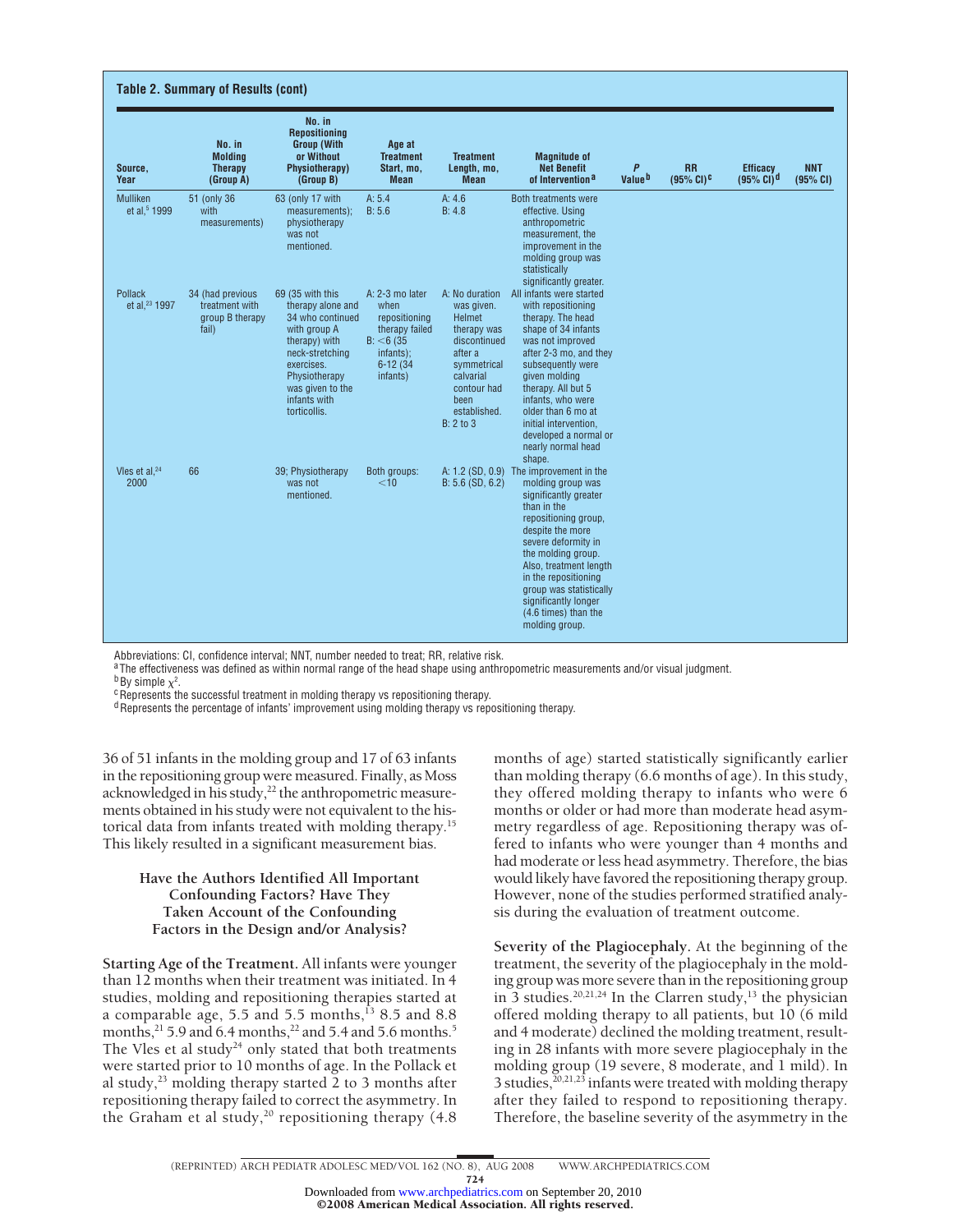**Table 2. Summary of Results (cont)**

| Source, Year | No. in Molding Therapy (Group A) | No. in Repositioning Group (With or Without Physiotherapy) (Group B) | Age at Treatment Start, mo, Mean | Treatment Length, mo, Mean | Magnitude of Net Benefit of Intervention[a] | P Value[b] | RR (95% CI)[c] | Efficacy (95% CI)[d] | NNT (95% CI) |
|---|---|---|---|---|---|---|---|---|---|
| Mulliken et al,[5] 1999 | 51 (only 36 with measurements) | 63 (only 17 with measurements); physiotherapy was not mentioned. | A: 5.4 B: 5.6 | A: 4.6 B: 4.8 | Both treatments were effective. Using anthropometric measurement, the improvement in the molding group was statistically significantly greater. | | | | |
| Pollack et al,[23] 1997 | 34 (had previous treatment with group B therapy fail) | 69 (35 with this therapy alone and 34 who continued with group A therapy) with neck-stretching exercises. Physiotherapy was given to the infants with torticollis. | A: 2-3 mo later when repositioning therapy failed B: <6 (35 infants); 6-12 (34 infants) | A: No duration was given. Helmet therapy was discontinued after a symmetrical calvarial contour had been established. B: 2 to 3 | All infants were started with repositioning therapy. The head shape of 34 infants was not improved after 2-3 mo, and they subsequently were given molding therapy. All but 5 infants, who were older than 6 mo at initial intervention, developed a normal or nearly normal head shape. | | | | |
| Vles et al,[24] 2000 | 66 | 39; Physiotherapy was not mentioned. | Both groups: <10 | A: 1.2 (SD, 0.9) B: 5.6 (SD, 6.2) | The improvement in the molding group was significantly greater than in the repositioning group, despite the more severe deformity in the molding group. Also, treatment length in the repositioning group was statistically significantly longer (4.6 times) than the molding group. | | | | |

Abbreviations: CI, confidence interval; NNT, number needed to treat; RR, relative risk.
[a] The effectiveness was defined as within normal range of the head shape using anthropometric measurements and/or visual judgment.
[b] By simple $\chi^2$.
[c] Represents the successful treatment in molding therapy vs repositioning therapy.
[d] Represents the percentage of infants' improvement using molding therapy vs repositioning therapy.

36 of 51 infants in the molding group and 17 of 63 infants in the repositioning group were measured. Finally, as Moss acknowledged in his study,[22] the anthropometric measurements obtained in his study were not equivalent to the historical data from infants treated with molding therapy.[15] This likely resulted in a significant measurement bias.

### Have the Authors Identified All Important Confounding Factors? Have They Taken Account of the Confounding Factors in the Design and/or Analysis?

**Starting Age of the Treatment.** All infants were younger than 12 months when their treatment was initiated. In 4 studies, molding and repositioning therapies started at a comparable age, 5.5 and 5.5 months,[13] 8.5 and 8.8 months,[21] 5.9 and 6.4 months,[22] and 5.4 and 5.6 months.[5] The Vles et al study[24] only stated that both treatments were started prior to 10 months of age. In the Pollack et al study,[23] molding therapy started 2 to 3 months after repositioning therapy failed to correct the asymmetry. In the Graham et al study,[20] repositioning therapy (4.8 months of age) started statistically significantly earlier than molding therapy (6.6 months of age). In this study, they offered molding therapy to infants who were 6 months or older or had more than moderate head asymmetry regardless of age. Repositioning therapy was offered to infants who were younger than 4 months and had moderate or less head asymmetry. Therefore, the bias would likely have favored the repositioning therapy group. However, none of the studies performed stratified analysis during the evaluation of treatment outcome.

**Severity of the Plagiocephaly.** At the beginning of the treatment, the severity of the plagiocephaly in the molding group was more severe than in the repositioning group in 3 studies.[20,21,24] In the Clarren study,[13] the physician offered molding therapy to all patients, but 10 (6 mild and 4 moderate) declined the molding treatment, resulting in 28 infants with more severe plagiocephaly in the molding group (19 severe, 8 moderate, and 1 mild). In 3 studies,[20,21,23] infants were treated with molding therapy after they failed to respond to repositioning therapy. Therefore, the baseline severity of the asymmetry in the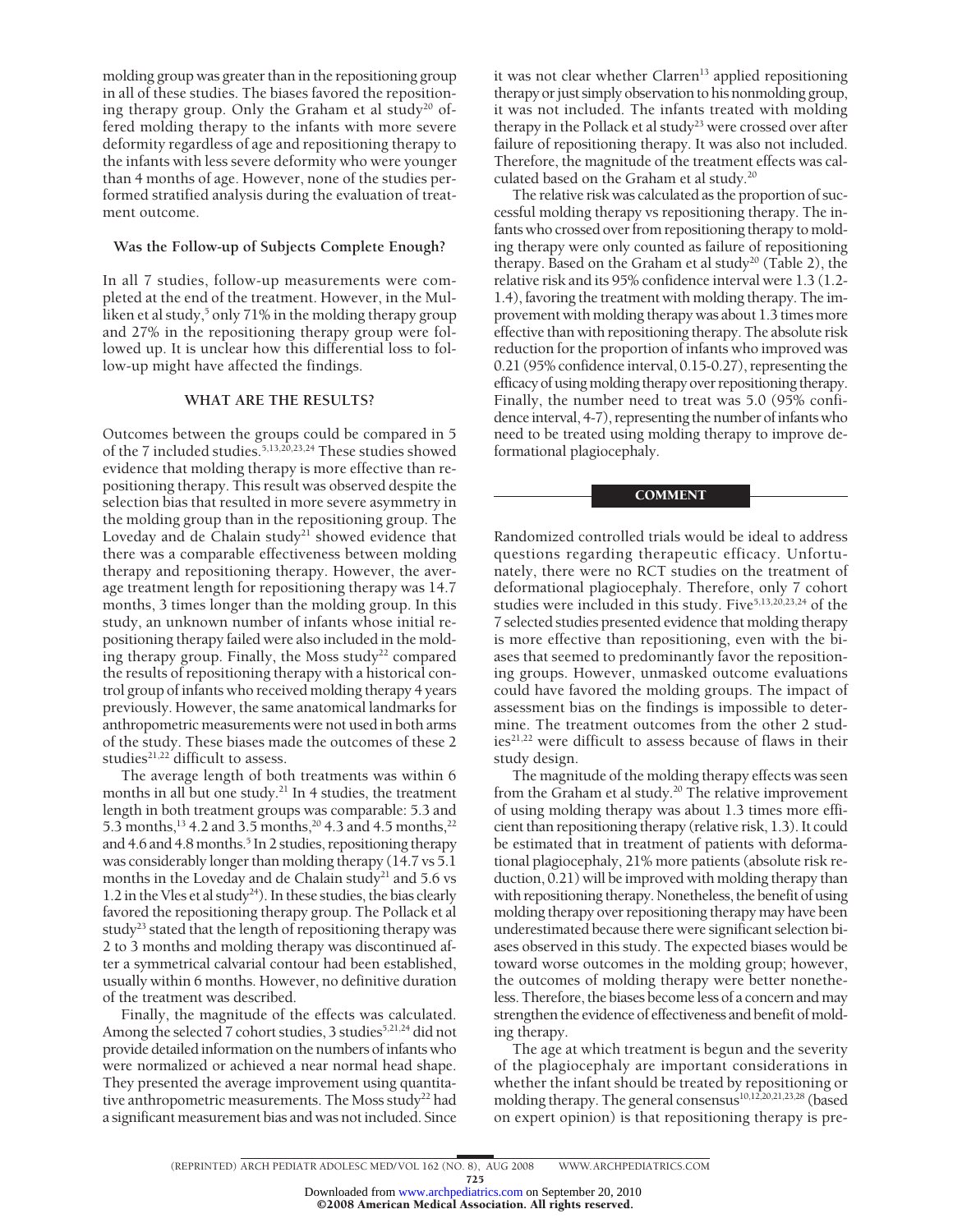molding group was greater than in the repositioning group in all of these studies. The biases favored the repositioning therapy group. Only the Graham et al study[20] offered molding therapy to the infants with more severe deformity regardless of age and repositioning therapy to the infants with less severe deformity who were younger than 4 months of age. However, none of the studies performed stratified analysis during the evaluation of treatment outcome.

### Was the Follow-up of Subjects Complete Enough?

In all 7 studies, follow-up measurements were completed at the end of the treatment. However, in the Mulliken et al study,[5] only 71% in the molding therapy group and 27% in the repositioning therapy group were followed up. It is unclear how this differential loss to follow-up might have affected the findings.

## WHAT ARE THE RESULTS?

Outcomes between the groups could be compared in 5 of the 7 included studies.[5,13,20,23,24] These studies showed evidence that molding therapy is more effective than repositioning therapy. This result was observed despite the selection bias that resulted in more severe asymmetry in the molding group than in the repositioning group. The Loveday and de Chalain study[21] showed evidence that there was a comparable effectiveness between molding therapy and repositioning therapy. However, the average treatment length for repositioning therapy was 14.7 months, 3 times longer than the molding group. In this study, an unknown number of infants whose initial repositioning therapy failed were also included in the molding therapy group. Finally, the Moss study[22] compared the results of repositioning therapy with a historical control group of infants who received molding therapy 4 years previously. However, the same anatomical landmarks for anthropometric measurements were not used in both arms of the study. These biases made the outcomes of these 2 studies[21,22] difficult to assess.

The average length of both treatments was within 6 months in all but one study.[21] In 4 studies, the treatment length in both treatment groups was comparable: 5.3 and 5.3 months,[13] 4.2 and 3.5 months,[20] 4.3 and 4.5 months,[22] and 4.6 and 4.8 months.[5] In 2 studies, repositioning therapy was considerably longer than molding therapy (14.7 vs 5.1 months in the Loveday and de Chalain study[21] and 5.6 vs 1.2 in the Vles et al study[24]). In these studies, the bias clearly favored the repositioning therapy group. The Pollack et al study[23] stated that the length of repositioning therapy was 2 to 3 months and molding therapy was discontinued after a symmetrical calvarial contour had been established, usually within 6 months. However, no definitive duration of the treatment was described.

Finally, the magnitude of the effects was calculated. Among the selected 7 cohort studies, 3 studies[5,21,24] did not provide detailed information on the numbers of infants who were normalized or achieved a near normal head shape. They presented the average improvement using quantitative anthropometric measurements. The Moss study[22] had a significant measurement bias and was not included. Since it was not clear whether Clarren[13] applied repositioning therapy or just simply observation to his nonmolding group, it was not included. The infants treated with molding therapy in the Pollack et al study[23] were crossed over after failure of repositioning therapy. It was also not included. Therefore, the magnitude of the treatment effects was calculated based on the Graham et al study.[20]

The relative risk was calculated as the proportion of successful molding therapy vs repositioning therapy. The infants who crossed over from repositioning therapy to molding therapy were only counted as failure of repositioning therapy. Based on the Graham et al study[20] (Table 2), the relative risk and its 95% confidence interval were 1.3 (1.2-1.4), favoring the treatment with molding therapy. The improvement with molding therapy was about 1.3 times more effective than with repositioning therapy. The absolute risk reduction for the proportion of infants who improved was 0.21 (95% confidence interval, 0.15-0.27), representing the efficacy of using molding therapy over repositioning therapy. Finally, the number need to treat was 5.0 (95% confidence interval, 4-7), representing the number of infants who need to be treated using molding therapy to improve deformational plagiocephaly.

## COMMENT

Randomized controlled trials would be ideal to address questions regarding therapeutic efficacy. Unfortunately, there were no RCT studies on the treatment of deformational plagiocephaly. Therefore, only 7 cohort studies were included in this study. Five[5,13,20,23,24] of the 7 selected studies presented evidence that molding therapy is more effective than repositioning, even with the biases that seemed to predominantly favor the repositioning groups. However, unmasked outcome evaluations could have favored the molding groups. The impact of assessment bias on the findings is impossible to determine. The treatment outcomes from the other 2 studies[21,22] were difficult to assess because of flaws in their study design.

The magnitude of the molding therapy effects was seen from the Graham et al study.[20] The relative improvement of using molding therapy was about 1.3 times more efficient than repositioning therapy (relative risk, 1.3). It could be estimated that in treatment of patients with deformational plagiocephaly, 21% more patients (absolute risk reduction, 0.21) will be improved with molding therapy than with repositioning therapy. Nonetheless, the benefit of using molding therapy over repositioning therapy may have been underestimated because there were significant selection biases observed in this study. The expected biases would be toward worse outcomes in the molding group; however, the outcomes of molding therapy were better nonetheless. Therefore, the biases become less of a concern and may strengthen the evidence of effectiveness and benefit of molding therapy.

The age at which treatment is begun and the severity of the plagiocephaly are important considerations in whether the infant should be treated by repositioning or molding therapy. The general consensus[10,12,20,21,23,28] (based on expert opinion) is that repositioning therapy is pre-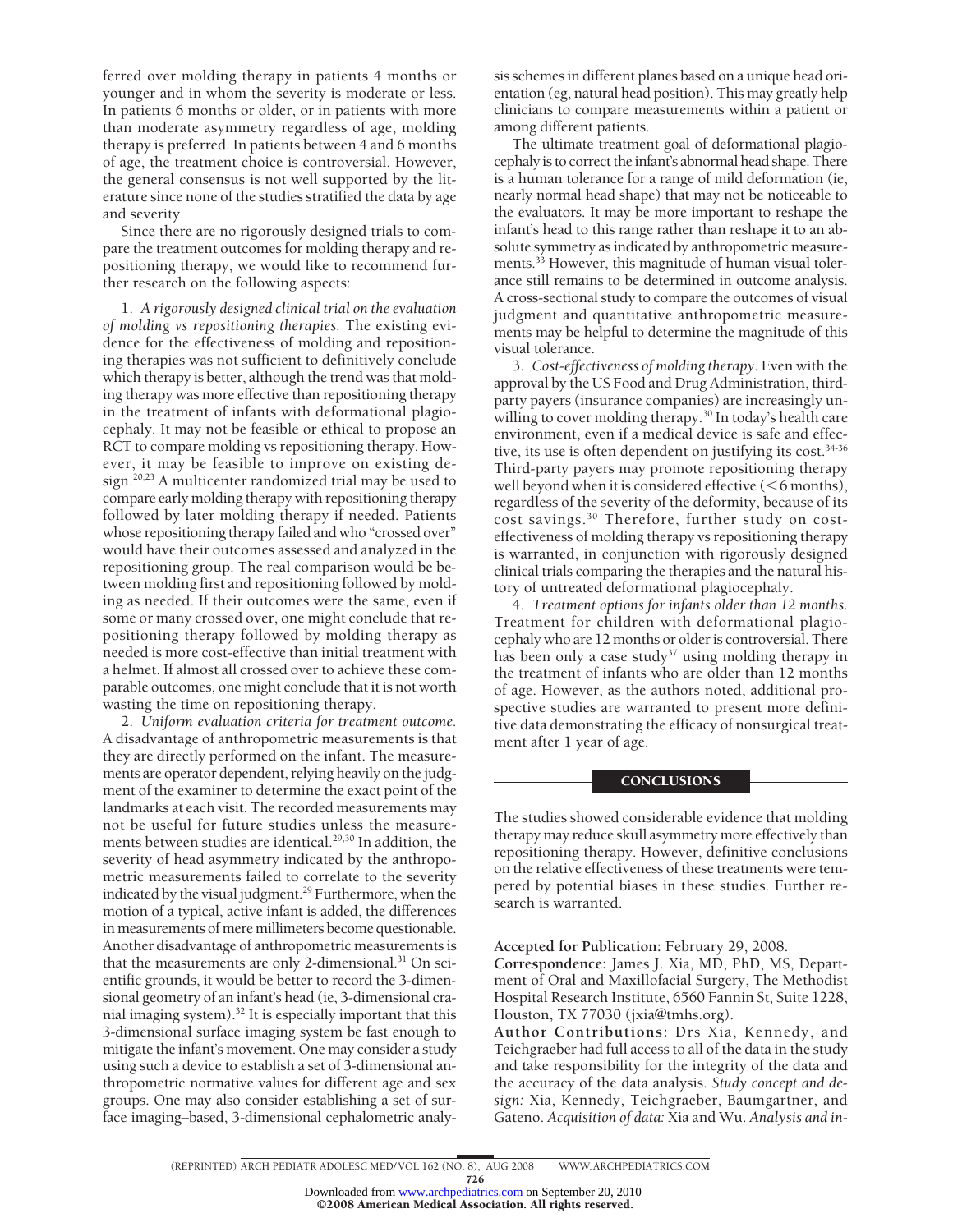ferred over molding therapy in patients 4 months or younger and in whom the severity is moderate or less. In patients 6 months or older, or in patients with more than moderate asymmetry regardless of age, molding therapy is preferred. In patients between 4 and 6 months of age, the treatment choice is controversial. However, the general consensus is not well supported by the literature since none of the studies stratified the data by age and severity.

Since there are no rigorously designed trials to compare the treatment outcomes for molding therapy and repositioning therapy, we would like to recommend further research on the following aspects:

1. *A rigorously designed clinical trial on the evaluation of molding vs repositioning therapies.* The existing evidence for the effectiveness of molding and repositioning therapies was not sufficient to definitively conclude which therapy is better, although the trend was that molding therapy was more effective than repositioning therapy in the treatment of infants with deformational plagiocephaly. It may not be feasible or ethical to propose an RCT to compare molding vs repositioning therapy. However, it may be feasible to improve on existing design.[20,23] A multicenter randomized trial may be used to compare early molding therapy with repositioning therapy followed by later molding therapy if needed. Patients whose repositioning therapy failed and who "crossed over" would have their outcomes assessed and analyzed in the repositioning group. The real comparison would be between molding first and repositioning followed by molding as needed. If their outcomes were the same, even if some or many crossed over, one might conclude that repositioning therapy followed by molding therapy as needed is more cost-effective than initial treatment with a helmet. If almost all crossed over to achieve these comparable outcomes, one might conclude that it is not worth wasting the time on repositioning therapy.

2. *Uniform evaluation criteria for treatment outcome.* A disadvantage of anthropometric measurements is that they are directly performed on the infant. The measurements are operator dependent, relying heavily on the judgment of the examiner to determine the exact point of the landmarks at each visit. The recorded measurements may not be useful for future studies unless the measurements between studies are identical.[29,30] In addition, the severity of head asymmetry indicated by the anthropometric measurements failed to correlate to the severity indicated by the visual judgment.[29] Furthermore, when the motion of a typical, active infant is added, the differences in measurements of mere millimeters become questionable. Another disadvantage of anthropometric measurements is that the measurements are only 2-dimensional.[31] On scientific grounds, it would be better to record the 3-dimensional geometry of an infant's head (ie, 3-dimensional cranial imaging system).[32] It is especially important that this 3-dimensional surface imaging system be fast enough to mitigate the infant's movement. One may consider a study using such a device to establish a set of 3-dimensional anthropometric normative values for different age and sex groups. One may also consider establishing a set of surface imaging–based, 3-dimensional cephalometric analysis schemes in different planes based on a unique head orientation (eg, natural head position). This may greatly help clinicians to compare measurements within a patient or among different patients.

The ultimate treatment goal of deformational plagiocephaly is to correct the infant's abnormal head shape. There is a human tolerance for a range of mild deformation (ie, nearly normal head shape) that may not be noticeable to the evaluators. It may be more important to reshape the infant's head to this range rather than reshape it to an absolute symmetry as indicated by anthropometric measurements.[33] However, this magnitude of human visual tolerance still remains to be determined in outcome analysis. A cross-sectional study to compare the outcomes of visual judgment and quantitative anthropometric measurements may be helpful to determine the magnitude of this visual tolerance.

3. *Cost-effectiveness of molding therapy.* Even with the approval by the US Food and Drug Administration, third-party payers (insurance companies) are increasingly unwilling to cover molding therapy.[30] In today's health care environment, even if a medical device is safe and effective, its use is often dependent on justifying its cost.[34-36] Third-party payers may promote repositioning therapy well beyond when it is considered effective (<6 months), regardless of the severity of the deformity, because of its cost savings.[30] Therefore, further study on cost-effectiveness of molding therapy vs repositioning therapy is warranted, in conjunction with rigorously designed clinical trials comparing the therapies and the natural history of untreated deformational plagiocephaly.

4. *Treatment options for infants older than 12 months.* Treatment for children with deformational plagiocephaly who are 12 months or older is controversial. There has been only a case study[37] using molding therapy in the treatment of infants who are older than 12 months of age. However, as the authors noted, additional prospective studies are warranted to present more definitive data demonstrating the efficacy of nonsurgical treatment after 1 year of age.

## CONCLUSIONS

The studies showed considerable evidence that molding therapy may reduce skull asymmetry more effectively than repositioning therapy. However, definitive conclusions on the relative effectiveness of these treatments were tempered by potential biases in these studies. Further research is warranted.

**Accepted for Publication:** February 29, 2008.

**Correspondence:** James J. Xia, MD, PhD, MS, Department of Oral and Maxillofacial Surgery, The Methodist Hospital Research Institute, 6560 Fannin St, Suite 1228, Houston, TX 77030 (jxia@tmhs.org).

**Author Contributions:** Drs Xia, Kennedy, and Teichgraeber had full access to all of the data in the study and take responsibility for the integrity of the data and the accuracy of the data analysis. *Study concept and design:* Xia, Kennedy, Teichgraeber, Baumgartner, and Gateno. *Acquisition of data:* Xia and Wu. *Analysis and in-*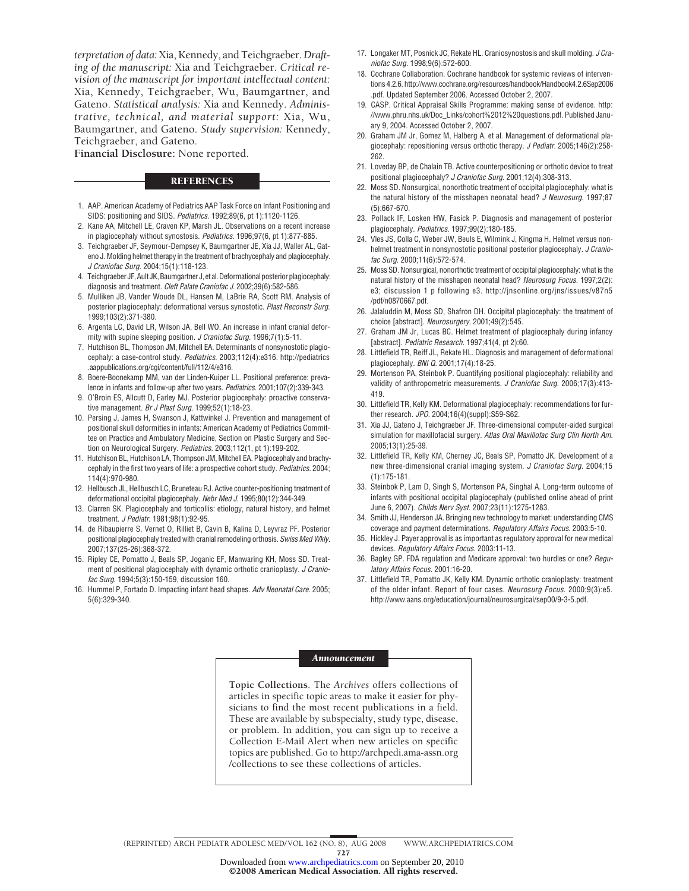*terpretation of data:* Xia, Kennedy, and Teichgraeber. *Drafting of the manuscript:* Xia and Teichgraeber. *Critical revision of the manuscript for important intellectual content:* Xia, Kennedy, Teichgraeber, Wu, Baumgartner, and Gateno. *Statistical analysis:* Xia and Kennedy. *Administrative, technical, and material support:* Xia, Wu, Baumgartner, and Gateno. *Study supervision:* Kennedy, Teichgraeber, and Gateno.

**Financial Disclosure:** None reported.

## REFERENCES

1. AAP. American Academy of Pediatrics AAP Task Force on Infant Positioning and SIDS: positioning and SIDS. *Pediatrics*. 1992;89(6, pt 1):1120-1126.
2. Kane AA, Mitchell LE, Craven KP, Marsh JL. Observations on a recent increase in plagiocephaly without synostosis. *Pediatrics*. 1996;97(6, pt 1):877-885.
3. Teichgraeber JF, Seymour-Dempsey K, Baumgartner JE, Xia JJ, Waller AL, Gateno J. Molding helmet therapy in the treatment of brachycephaly and plagiocephaly. *J Craniofac Surg*. 2004;15(1):118-123.
4. Teichgraeber JF, Ault JK, Baumgartner J, et al. Deformational posterior plagiocephaly: diagnosis and treatment. *Cleft Palate Craniofac J*. 2002;39(6):582-586.
5. Mulliken JB, Vander Woude DL, Hansen M, LaBrie RA, Scott RM. Analysis of posterior plagiocephaly: deformational versus synostotic. *Plast Reconstr Surg*. 1999;103(2):371-380.
6. Argenta LC, David LR, Wilson JA, Bell WO. An increase in infant cranial deformity with supine sleeping position. *J Craniofac Surg*. 1996;7(1):5-11.
7. Hutchison BL, Thompson JM, Mitchell EA. Determinants of nonsynostotic plagiocephaly: a case-control study. *Pediatrics*. 2003;112(4):e316. http://pediatrics.aappublications.org/cgi/content/full/112/4/e316.
8. Boere-Boonekamp MM, van der Linden-Kuiper LL. Positional preference: prevalence in infants and follow-up after two years. *Pediatrics*. 2001;107(2):339-343.
9. O'Broin ES, Allcutt D, Earley MJ. Posterior plagiocephaly: proactive conservative management. *Br J Plast Surg*. 1999;52(1):18-23.
10. Persing J, James H, Swanson J, Kattwinkel J. Prevention and management of positional skull deformities in infants: American Academy of Pediatrics Committee on Practice and Ambulatory Medicine, Section on Plastic Surgery and Section on Neurological Surgery. *Pediatrics*. 2003;112(1, pt 1):199-202.
11. Hutchison BL, Hutchison LA, Thompson JM, Mitchell EA. Plagiocephaly and brachycephaly in the first two years of life: a prospective cohort study. *Pediatrics*. 2004;114(4):970-980.
12. Hellbusch JL, Hellbusch LC, Bruneteau RJ. Active counter-positioning treatment of deformational occipital plagiocephaly. *Nebr Med J*. 1995;80(12):344-349.
13. Clarren SK. Plagiocephaly and torticollis: etiology, natural history, and helmet treatment. *J Pediatr*. 1981;98(1):92-95.
14. de Ribaupierre S, Vernet O, Rilliet B, Cavin B, Kalina D, Leyvraz PF. Posterior positional plagiocephaly treated with cranial remodeling orthosis. *Swiss Med Wkly*. 2007;137(25-26):368-372.
15. Ripley CE, Pomatto J, Beals SP, Joganic EF, Manwaring KH, Moss SD. Treatment of positional plagiocephaly with dynamic orthotic cranioplasty. *J Craniofac Surg*. 1994;5(3):150-159, discussion 160.
16. Hummel P, Fortado D. Impacting infant head shapes. *Adv Neonatal Care*. 2005;5(6):329-340.
17. Longaker MT, Posnick JC, Rekate HL. Craniosynostosis and skull molding. *J Craniofac Surg*. 1998;9(6):572-600.
18. Cochrane Collaboration. Cochrane handbook for systemic reviews of interventions 4.2.6. http://www.cochrane.org/resources/handbook/Handbook4.2.6Sep2006.pdf. Updated September 2006. Accessed October 2, 2007.
19. CASP. Critical Appraisal Skills Programme: making sense of evidence. http://www.phru.nhs.uk/Doc_Links/cohort%2012%20questions.pdf. Published January 9, 2004. Accessed October 2, 2007.
20. Graham JM Jr, Gomez M, Halberg A, et al. Management of deformational plagiocephaly: repositioning versus orthotic therapy. *J Pediatr*. 2005;146(2):258-262.
21. Loveday BP, de Chalain TB. Active counterpositioning or orthotic device to treat positional plagiocephaly? *J Craniofac Surg*. 2001;12(4):308-313.
22. Moss SD. Nonsurgical, nonorthotic treatment of occipital plagiocephaly: what is the natural history of the misshapen neonatal head? *J Neurosurg*. 1997;87(5):667-670.
23. Pollack IF, Losken HW, Fasick P. Diagnosis and management of posterior plagiocephaly. *Pediatrics*. 1997;99(2):180-185.
24. Vles JS, Colla C, Weber JW, Beuls E, Wilmink J, Kingma H. Helmet versus nonhelmet treatment in nonsynostotic positional posterior plagiocephaly. *J Craniofac Surg*. 2000;11(6):572-574.
25. Moss SD. Nonsurgical, nonorthotic treatment of occipital plagiocephaly: what is the natural history of the misshapen neonatal head? *Neurosurg Focus*. 1997;2(2):e3; discussion 1 p following e3. http://jnsonline.org/jns/issues/v87n5/pdf/n0870667.pdf.
26. Jalaluddin M, Moss SD, Shafron DH. Occipital plagiocephaly: the treatment of choice [abstract]. *Neurosurgery*. 2001;49(2):545.
27. Graham JM Jr, Lucas BC. Helmet treatment of plagiocephaly during infancy [abstract]. *Pediatric Research*. 1997;41(4, pt 2):60.
28. Littlefield TR, Reiff JL, Rekate HL. Diagnosis and management of deformational plagiocephaly. *BNI Q*. 2001;17(4):18-25.
29. Mortenson PA, Steinbok P. Quantifying positional plagiocephaly: reliability and validity of anthropometric measurements. *J Craniofac Surg*. 2006;17(3):413-419.
30. Littlefield TR, Kelly KM. Deformational plagiocephaly: recommendations for further research. *JPO*. 2004;16(4)(suppl):S59-S62.
31. Xia JJ, Gateno J, Teichgraeber JF. Three-dimensional computer-aided surgical simulation for maxillofacial surgery. *Atlas Oral Maxillofac Surg Clin North Am*. 2005;13(1):25-39.
32. Littlefield TR, Kelly KM, Cherney JC, Beals SP, Pomatto JK. Development of a new three-dimensional cranial imaging system. *J Craniofac Surg*. 2004;15(1):175-181.
33. Steinbok P, Lam D, Singh S, Mortenson PA, Singhal A. Long-term outcome of infants with positional occipital plagiocephaly (published online ahead of print June 6, 2007). *Childs Nerv Syst*. 2007;23(11):1275-1283.
34. Smith JJ, Henderson JA. Bringing new technology to market: understanding CMS coverage and payment determinations. *Regulatory Affairs Focus*. 2003:5-10.
35. Hickley J. Payer approval is as important as regulatory approval for new medical devices. *Regulatory Affairs Focus*. 2003:11-13.
36. Bagley GP. FDA regulation and Medicare approval: two hurdles or one? *Regulatory Affairs Focus*. 2001:16-20.
37. Littlefield TR, Pomatto JK, Kelly KM. Dynamic orthotic cranioplasty: treatment of the older infant. Report of four cases. *Neurosurg Focus*. 2000;9(3):e5. http://www.aans.org/education/journal/neurosurgical/sep00/9-3-5.pdf.

### *Announcement*

**Topic Collections**. The *Archives* offers collections of articles in specific topic areas to make it easier for physicians to find the most recent publications in a field. These are available by subspecialty, study type, disease, or problem. In addition, you can sign up to receive a Collection E-Mail Alert when new articles on specific topics are published. Go to http://archpedi.ama-assn.org/collections to see these collections of articles.